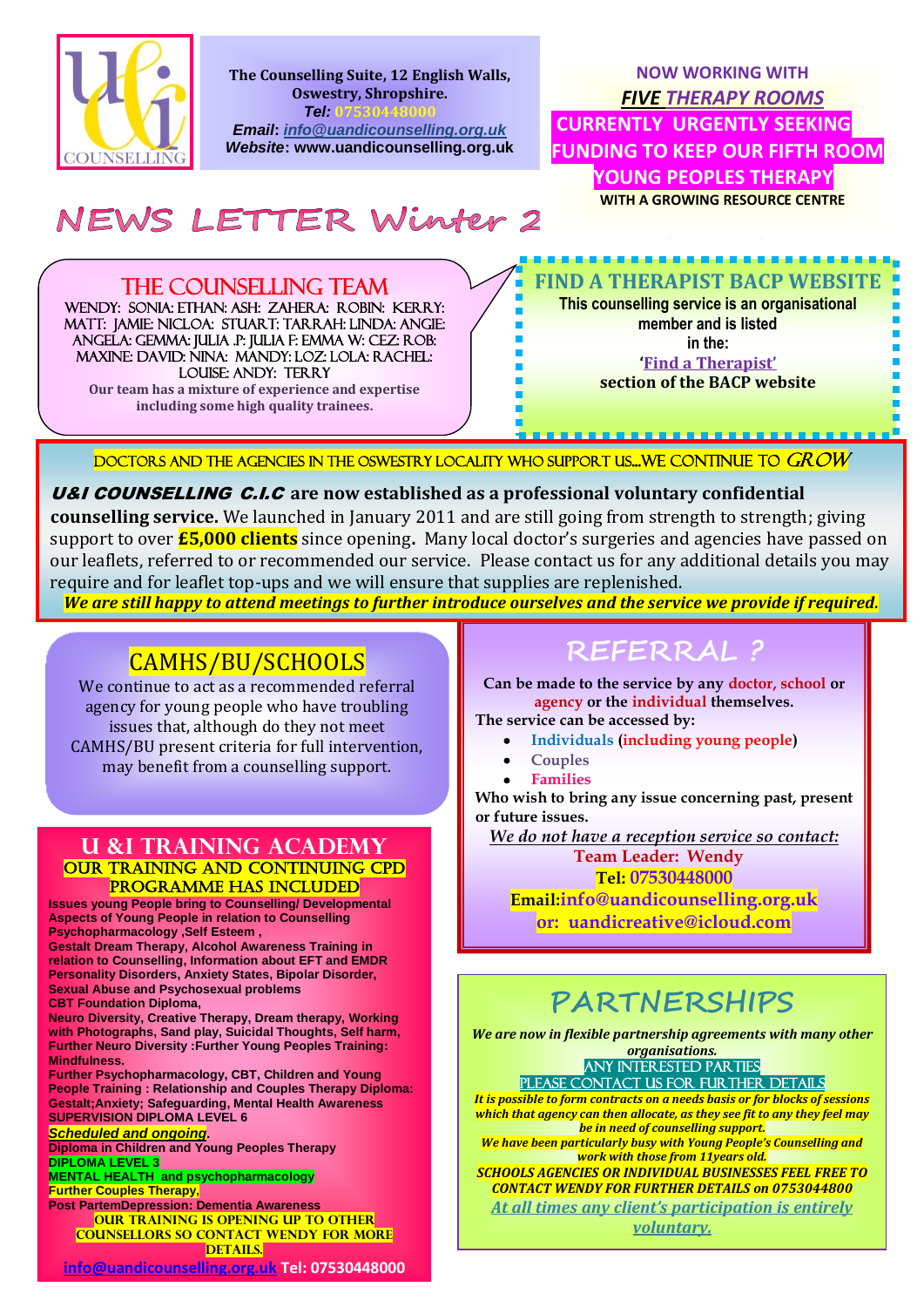The Counselling Suite, 12 English Walls, Oswestry, Shropshire.
*Tel: 07530448000*
*Email: info@uandicounselling.org.uk*
*Website: www.uandicounselling.org.uk*

NOW WORKING WITH
***FIVE THERAPY ROOMS***
**CURRENTLY URGENTLY SEEKING FUNDING TO KEEP OUR FIFTH ROOM YOUNG PEOPLES THERAPY**
**WITH A GROWING RESOURCE CENTRE**

# NEWS LETTER Winter 2

## THE COUNSELLING TEAM

WENDY: SONIA: ETHAN: ASH: ZAHERA: ROBIN: KERRY: MATT: JAMIE: NICLOA: STUART: TARRAH: LINDA: ANGIE: ANGELA: GEMMA: JULIA .P: JULIA F: EMMA W: CEZ: ROB: MAXINE: DAVID: NINA: MANDY: LOZ: LOLA: RACHEL: LOUISE: ANDY: TERRY

**Our team has a mixture of experience and expertise including some high quality trainees.**

## FIND A THERAPIST BACP WEBSITE

**This counselling service is an organisational member and is listed in the: 'Find a Therapist' section of the BACP website**

DOCTORS AND THE AGENCIES IN THE OSWESTRY LOCALITY WHO SUPPORT US…WE CONTINUE TO *GROW*

***U&I COUNSELLING C.I.C* are now established as a professional voluntary confidential counselling service.** We launched in January 2011 and are still going from strength to strength; giving support to over **£5,000 clients** since opening**.** Many local doctor's surgeries and agencies have passed on our leaflets, referred to or recommended our service. Please contact us for any additional details you may require and for leaflet top-ups and we will ensure that supplies are replenished.

***We are still happy to attend meetings to further introduce ourselves and the service we provide if required.***

## CAMHS/BU/SCHOOLS

We continue to act as a recommended referral agency for young people who have troubling issues that, although do they not meet CAMHS/BU present criteria for full intervention, may benefit from a counselling support.

## U &I TRAINING ACADEMY

**OUR TRAINING AND CONTINUING CPD PROGRAMME HAS INCLUDED**

**Issues young People bring to Counselling/ Developmental Aspects of Young People in relation to Counselling Psychopharmacology ,Self Esteem ,**
**Gestalt Dream Therapy, Alcohol Awareness Training in relation to Counselling, Information about EFT and EMDR Personality Disorders, Anxiety States, Bipolar Disorder, Sexual Abuse and Psychosexual problems**
**CBT Foundation Diploma,**
**Neuro Diversity, Creative Therapy, Dream therapy, Working with Photographs, Sand play, Suicidal Thoughts, Self harm, Further Neuro Diversity :Further Young Peoples Training: Mindfulness.**
**Further Psychopharmacology, CBT, Children and Young People Training : Relationship and Couples Therapy Diploma: Gestalt;Anxiety; Safeguarding, Mental Health Awareness**
**SUPERVISION DIPLOMA LEVEL 6**
***Scheduled and ongoing*.**
**Diploma in Children and Young Peoples Therapy**
**DIPLOMA LEVEL 3**
**MENTAL HEALTH and psychopharmacology**
**Further Couples Therapy,**
**Post PartemDepression: Dementia Awareness**

**OUR TRAINING IS OPENING UP TO OTHER COUNSELLORS SO CONTACT WENDY FOR MORE DETAILS.**

**info@uandicounselling.org.uk Tel: 07530448000**

## REFERRAL ?

**Can be made to the service by any doctor, school or agency or the individual themselves.**
**The service can be accessed by:**

- **Individuals (including young people)**
- **Couples**
- **Families**

**Who wish to bring any issue concerning past, present or future issues.**

*We do not have a reception service so contact:*
**Team Leader: Wendy**
**Tel: 07530448000**
**Email:info@uandicounselling.org.uk**
**or: uandicreative@icloud.com**

## PARTNERSHIPS

***We are now in flexible partnership agreements with many other organisations.***

ANY INTERESTED PARTIES
PLEASE CONTACT US FOR FURTHER DETAILS

***It is possible to form contracts on a needs basis or for blocks of sessions which that agency can then allocate, as they see fit to any they feel may be in need of counselling support.***

***We have been particularly busy with Young People's Counselling and work with those from 11years old.***

***SCHOOLS AGENCIES OR INDIVIDUAL BUSINESSES FEEL FREE TO CONTACT WENDY FOR FURTHER DETAILS on 0753044800***

*At all times any client's participation is entirely voluntary.*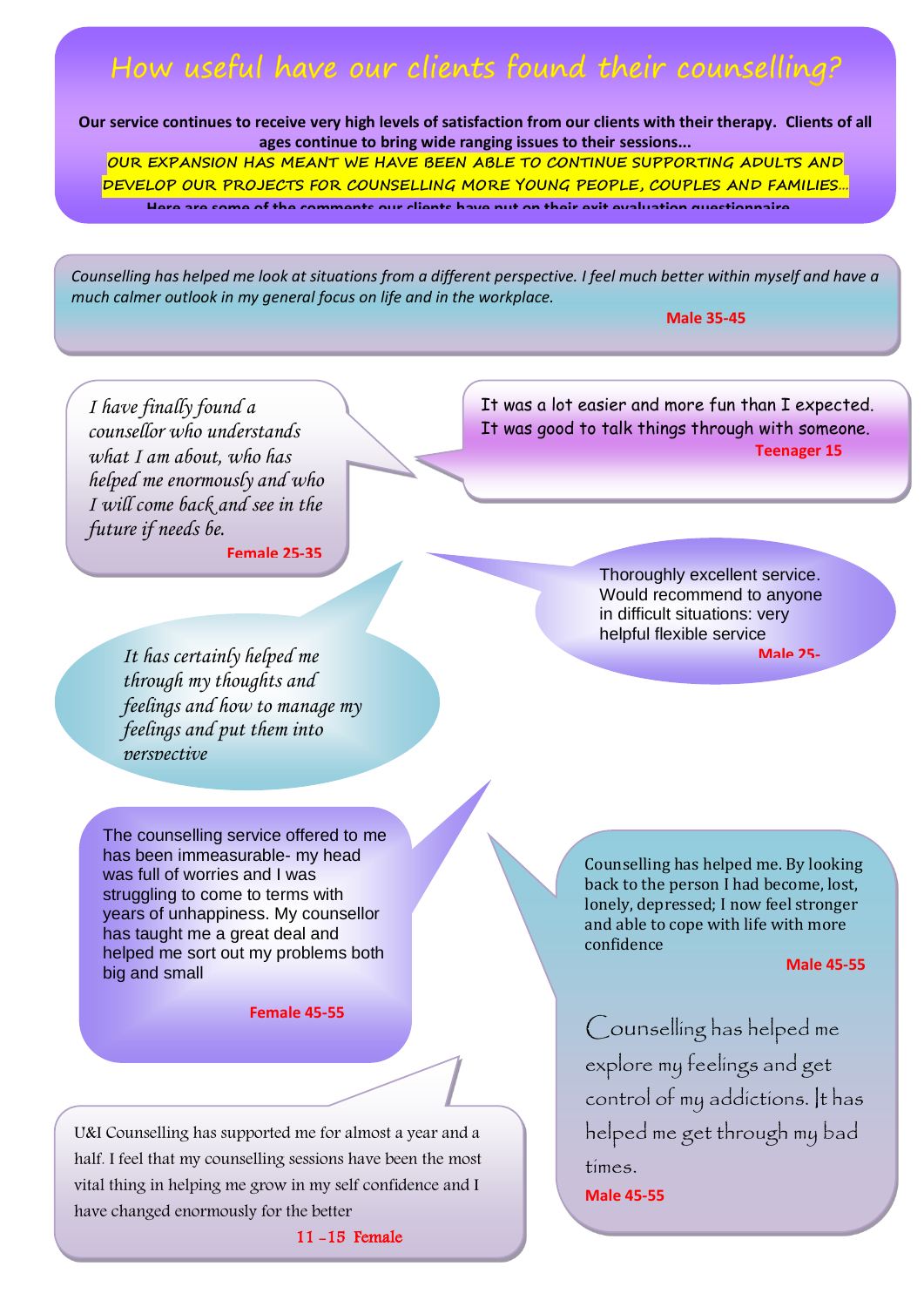# How useful have our clients found their counselling?

**Our service continues to receive very high levels of satisfaction from our clients with their therapy. Clients of all ages continue to bring wide ranging issues to their sessions...**

OUR EXPANSION HAS MEANT WE HAVE BEEN ABLE TO CONTINUE SUPPORTING ADULTS AND DEVELOP OUR PROJECTS FOR COUNSELLING MORE YOUNG PEOPLE, COUPLES AND FAMILIES...

**Here are some of the comments our clients have put on their exit evaluation questionnaire**

*Counselling has helped me look at situations from a different perspective. I feel much better within myself and have a much calmer outlook in my general focus on life and in the workplace.*

**Male 35-45**

*I have finally found a counsellor who understands what I am about, who has helped me enormously and who I will come back and see in the future if needs be.*

**Female 25-35**

It was a lot easier and more fun than I expected. It was good to talk things through with someone.

**Teenager 15**

Thoroughly excellent service. Would recommend to anyone in difficult situations: very helpful flexible service

**Male 25-**

*It has certainly helped me through my thoughts and feelings and how to manage my feelings and put them into perspective*

The counselling service offered to me has been immeasurable- my head was full of worries and I was struggling to come to terms with years of unhappiness. My counsellor has taught me a great deal and helped me sort out my problems both big and small

**Female 45-55**

Counselling has helped me. By looking back to the person I had become, lost, lonely, depressed; I now feel stronger and able to cope with life with more confidence

**Male 45-55**

Counselling has helped me explore my feelings and get control of my addictions. It has helped me get through my bad times.

**Male 45-55**

U&I Counselling has supported me for almost a year and a half. I feel that my counselling sessions have been the most vital thing in helping me grow in my self confidence and I have changed enormously for the better

**11 -15 Female**